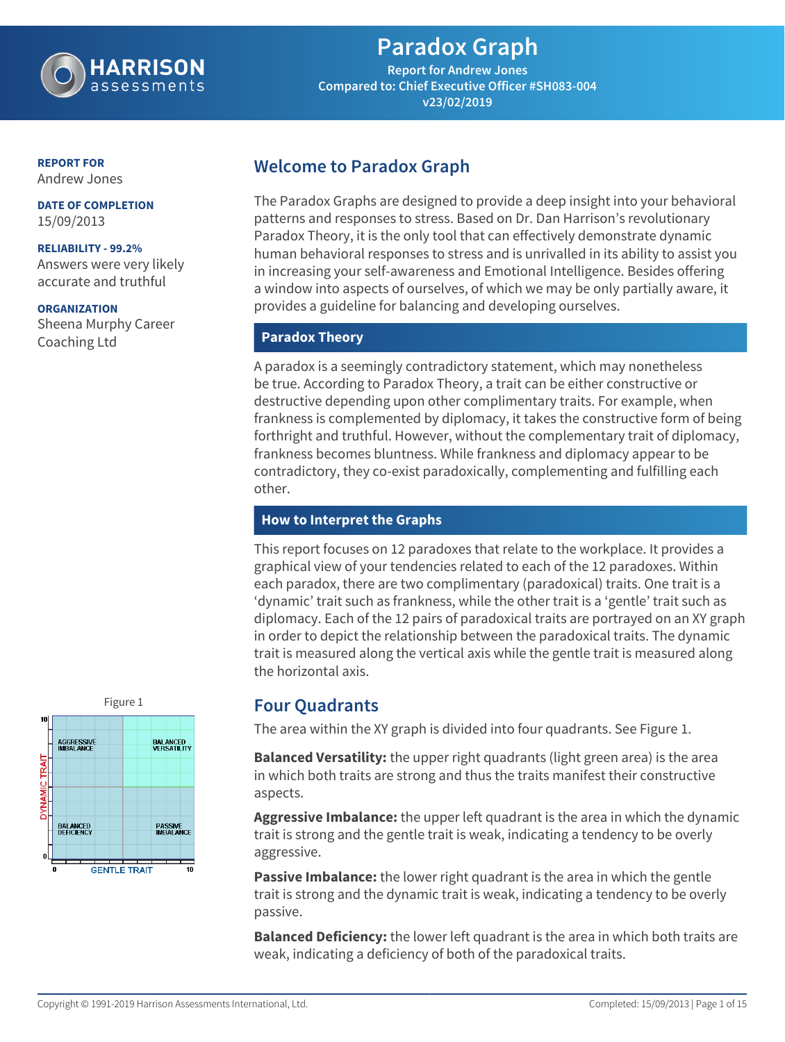# Paradox Graph

**Report for Andrew Jones**
**Compared to: Chief Executive Officer #SH083-004**
**v23/02/2019**

**REPORT FOR**
Andrew Jones

**DATE OF COMPLETION**
15/09/2013

**RELIABILITY - 99.2%**
Answers were very likely accurate and truthful

**ORGANIZATION**
Sheena Murphy Career Coaching Ltd

## Welcome to Paradox Graph

The Paradox Graphs are designed to provide a deep insight into your behavioral patterns and responses to stress. Based on Dr. Dan Harrison's revolutionary Paradox Theory, it is the only tool that can effectively demonstrate dynamic human behavioral responses to stress and is unrivalled in its ability to assist you in increasing your self-awareness and Emotional Intelligence. Besides offering a window into aspects of ourselves, of which we may be only partially aware, it provides a guideline for balancing and developing ourselves.

### Paradox Theory

A paradox is a seemingly contradictory statement, which may nonetheless be true. According to Paradox Theory, a trait can be either constructive or destructive depending upon other complimentary traits. For example, when frankness is complemented by diplomacy, it takes the constructive form of being forthright and truthful. However, without the complementary trait of diplomacy, frankness becomes bluntness. While frankness and diplomacy appear to be contradictory, they co-exist paradoxically, complementing and fulfilling each other.

### How to Interpret the Graphs

This report focuses on 12 paradoxes that relate to the workplace. It provides a graphical view of your tendencies related to each of the 12 paradoxes. Within each paradox, there are two complimentary (paradoxical) traits. One trait is a 'dynamic' trait such as frankness, while the other trait is a 'gentle' trait such as diplomacy. Each of the 12 pairs of paradoxical traits are portrayed on an XY graph in order to depict the relationship between the paradoxical traits. The dynamic trait is measured along the vertical axis while the gentle trait is measured along the horizontal axis.

## Four Quadrants

The area within the XY graph is divided into four quadrants. See Figure 1.

Figure 1

**Balanced Versatility:** the upper right quadrants (light green area) is the area in which both traits are strong and thus the traits manifest their constructive aspects.

**Aggressive Imbalance:** the upper left quadrant is the area in which the dynamic trait is strong and the gentle trait is weak, indicating a tendency to be overly aggressive.

**Passive Imbalance:** the lower right quadrant is the area in which the gentle trait is strong and the dynamic trait is weak, indicating a tendency to be overly passive.

**Balanced Deficiency:** the lower left quadrant is the area in which both traits are weak, indicating a deficiency of both of the paradoxical traits.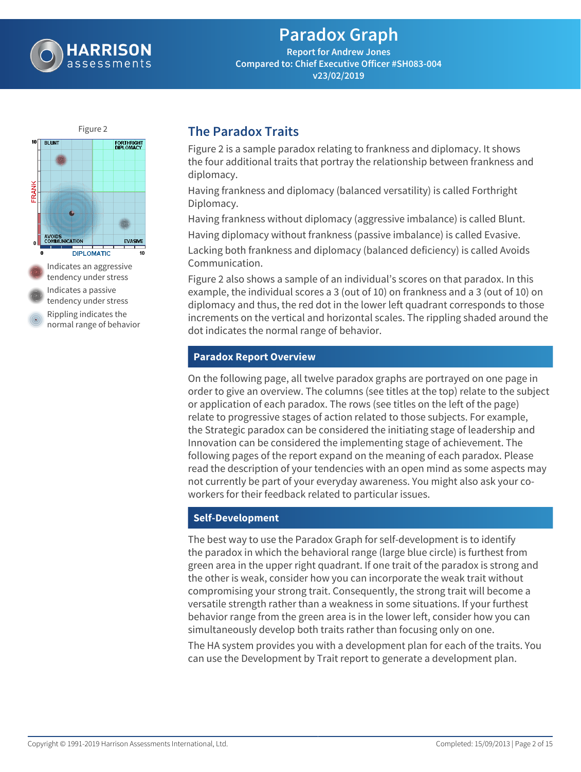# Paradox Graph

**Report for Andrew Jones**
**Compared to: Chief Executive Officer #SH083-004**
**v23/02/2019**

Figure 2

Indicates an aggressive tendency under stress

Indicates a passive tendency under stress

Rippling indicates the normal range of behavior

## The Paradox Traits

Figure 2 is a sample paradox relating to frankness and diplomacy. It shows the four additional traits that portray the relationship between frankness and diplomacy.

Having frankness and diplomacy (balanced versatility) is called Forthright Diplomacy.

Having frankness without diplomacy (aggressive imbalance) is called Blunt.

Having diplomacy without frankness (passive imbalance) is called Evasive.

Lacking both frankness and diplomacy (balanced deficiency) is called Avoids Communication.

Figure 2 also shows a sample of an individual's scores on that paradox. In this example, the individual scores a 3 (out of 10) on frankness and a 3 (out of 10) on diplomacy and thus, the red dot in the lower left quadrant corresponds to those increments on the vertical and horizontal scales. The rippling shaded around the dot indicates the normal range of behavior.

### Paradox Report Overview

On the following page, all twelve paradox graphs are portrayed on one page in order to give an overview. The columns (see titles at the top) relate to the subject or application of each paradox. The rows (see titles on the left of the page) relate to progressive stages of action related to those subjects. For example, the Strategic paradox can be considered the initiating stage of leadership and Innovation can be considered the implementing stage of achievement. The following pages of the report expand on the meaning of each paradox. Please read the description of your tendencies with an open mind as some aspects may not currently be part of your everyday awareness. You might also ask your co-workers for their feedback related to particular issues.

### Self-Development

The best way to use the Paradox Graph for self-development is to identify the paradox in which the behavioral range (large blue circle) is furthest from green area in the upper right quadrant. If one trait of the paradox is strong and the other is weak, consider how you can incorporate the weak trait without compromising your strong trait. Consequently, the strong trait will become a versatile strength rather than a weakness in some situations. If your furthest behavior range from the green area is in the lower left, consider how you can simultaneously develop both traits rather than focusing only on one.

The HA system provides you with a development plan for each of the traits. You can use the Development by Trait report to generate a development plan.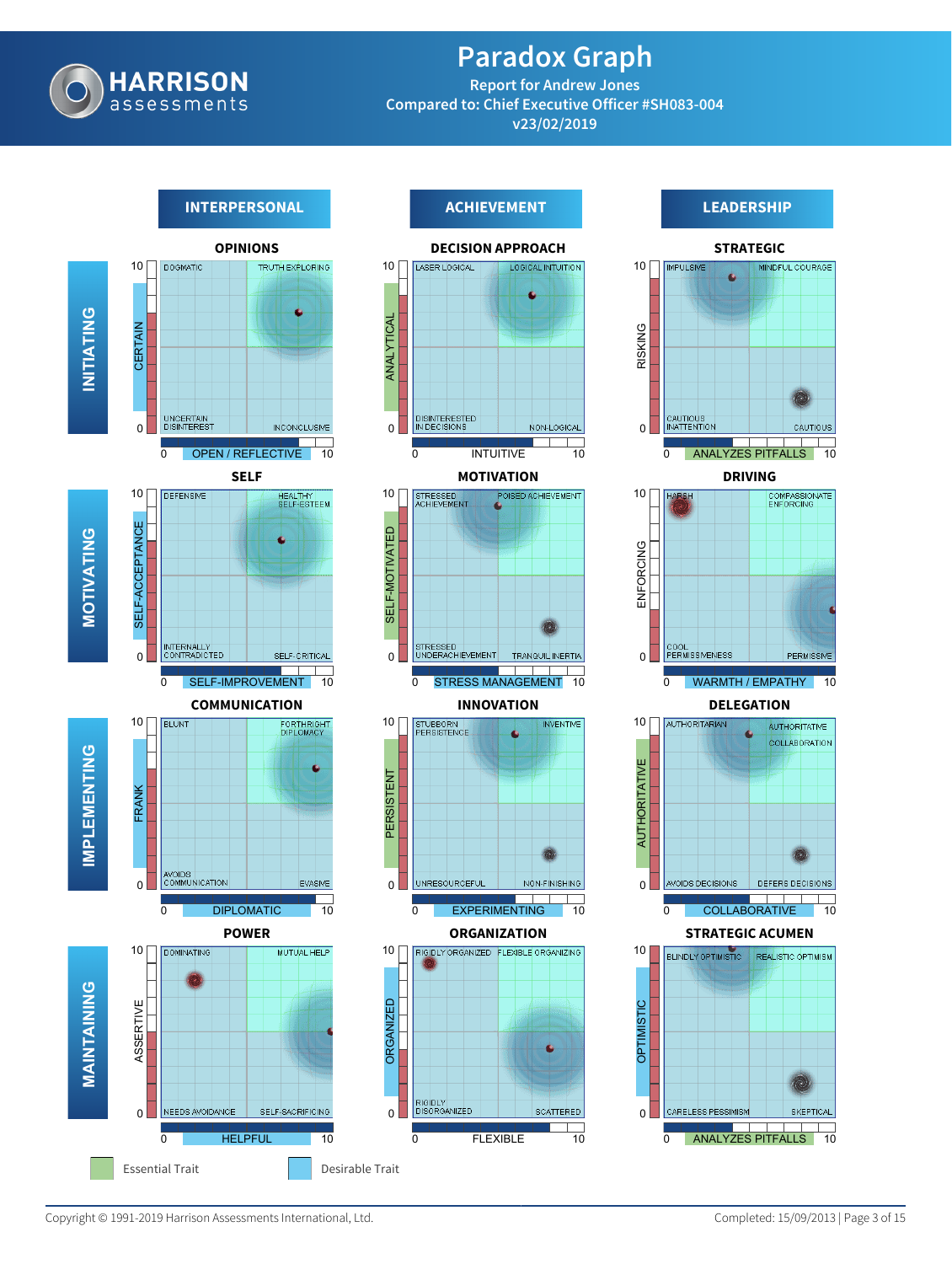# Paradox Graph

Report for Andrew Jones
Compared to: Chief Executive Officer #SH083-004
v23/02/2019

| | INTERPERSONAL | ACHIEVEMENT | LEADERSHIP |
|---|---|---|---|
| **INITIATING** | **OPIONS** | **DECISION APPROACH** | **STRATEGIC** |
| **MOTIVATING** | **SELF** | **MOTIVATION** | **DRIVING** |
| **IMPLEMENTING** | **COMMUNICATION** | **INNOVATION** | **DELEGATION** |
| **MAINTAINING** | **POWER** | **ORGANIZATION** | **STRATEGIC ACUMEN** |

## INTERPERSONAL

### OPINIONS
- Vertical axis: CERTAIN (0–10); Horizontal axis: OPEN / REFLECTIVE (0–10)
- Quadrants: DOGMATIC; TRUTH EXPLORING; UNCERTAIN DISINTEREST; INCONCLUSIVE

### SELF
- Vertical axis: SELF-ACCEPTANCE (0–10); Horizontal axis: SELF-IMPROVEMENT (0–10)
- Quadrants: DEFENSIVE; HEALTHY SELF-ESTEEM; INTERNALLY CONTRADICTED; SELF-CRITICAL

### COMMUNICATION
- Vertical axis: FRANK (0–10); Horizontal axis: DIPLOMATIC (0–10)
- Quadrants: BLUNT; FORTHRIGHT DIPLOMACY; AVOIDS COMMUNICATION; EVASIVE

### POWER
- Vertical axis: ASSERTIVE (0–10); Horizontal axis: HELPFUL (0–10)
- Quadrants: DOMINATING; MUTUAL HELP; NEEDS AVOIDANCE; SELF-SACRIFICING

## ACHIEVEMENT

### DECISION APPROACH
- Vertical axis: ANALYTICAL (0–10); Horizontal axis: INTUITIVE (0–10)
- Quadrants: LASER LOGICAL; LOGICAL INTUITION; DISINTERESTED IN DECISIONS; NON-LOGICAL

### MOTIVATION
- Vertical axis: SELF-MOTIVATED (0–10); Horizontal axis: STRESS MANAGEMENT (0–10)
- Quadrants: STRESSED ACHIEVEMENT; POISED ACHIEVEMENT; STRESSED UNDERACHIEVEMENT; TRANQUIL INERTIA

### INNOVATION
- Vertical axis: PERSISTENT (0–10); Horizontal axis: EXPERIMENTING (0–10)
- Quadrants: STUBBORN PERSISTENCE; INVENTIVE; UNRESOURCEFUL; NON-FINISHING

### ORGANIZATION
- Vertical axis: ORGANIZED (0–10); Horizontal axis: FLEXIBLE (0–10)
- Quadrants: RIGIDLY ORGANIZED; FLEXIBLE ORGANIZING; RIGIDLY DISORGANIZED; SCATTERED

## LEADERSHIP

### STRATEGIC
- Vertical axis: RISKING (0–10); Horizontal axis: ANALYZES PITFALLS (0–10)
- Quadrants: IMPULSIVE; MINDFUL COURAGE; CAUTIOUS INATTENTION; CAUTIOUS

### DRIVING
- Vertical axis: ENFORCING (0–10); Horizontal axis: WARMTH / EMPATHY (0–10)
- Quadrants: HARSH; COMPASSIONATE ENFORCING; COOL PERMISSIVENESS; PERMISSIVE

### DELEGATION
- Vertical axis: AUTHORITATIVE (0–10); Horizontal axis: COLLABORATIVE (0–10)
- Quadrants: AUTHORITARIAN; AUTHORITATIVE COLLABORATION; AVOIDS DECISIONS; DEFERS DECISIONS

### STRATEGIC ACUMEN
- Vertical axis: OPTIMISTIC (0–10); Horizontal axis: ANALYZES PITFALLS (0–10)
- Quadrants: BLINDLY OPTIMISTIC; REALISTIC OPTIMISM; CARELESS PESSIMISM; SKEPTICAL

Legend: Essential Trait | Desirable Trait

Copyright © 1991-2019 Harrison Assessments International, Ltd.

Completed: 15/09/2013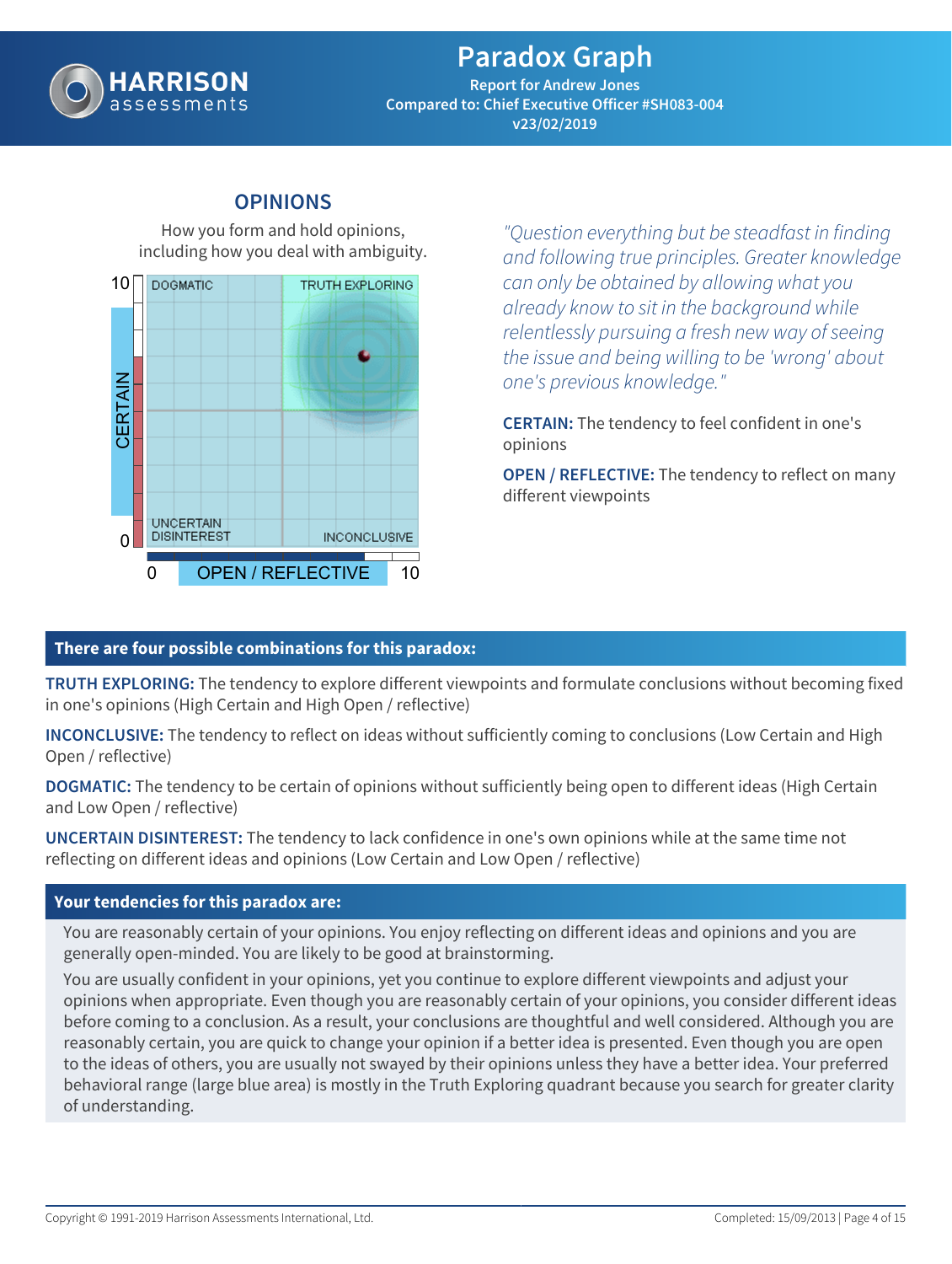# Paradox Graph

**Report for Andrew Jones**
**Compared to: Chief Executive Officer #SH083-004**
**v23/02/2019**

## OPINIONS

How you form and hold opinions, including how you deal with ambiguity.

DOGMATIC | TRUTH EXPLORING | UNCERTAIN DISINTEREST | INCONCLUSIVE

CERTAIN (0–10) / OPEN / REFLECTIVE (0–10)

*"Question everything but be steadfast in finding and following true principles. Greater knowledge can only be obtained by allowing what you already know to sit in the background while relentlessly pursuing a fresh new way of seeing the issue and being willing to be 'wrong' about one's previous knowledge."*

**CERTAIN:** The tendency to feel confident in one's opinions

**OPEN / REFLECTIVE:** The tendency to reflect on many different viewpoints

### There are four possible combinations for this paradox:

**TRUTH EXPLORING:** The tendency to explore different viewpoints and formulate conclusions without becoming fixed in one's opinions (High Certain and High Open / reflective)

**INCONCLUSIVE:** The tendency to reflect on ideas without sufficiently coming to conclusions (Low Certain and High Open / reflective)

**DOGMATIC:** The tendency to be certain of opinions without sufficiently being open to different ideas (High Certain and Low Open / reflective)

**UNCERTAIN DISINTEREST:** The tendency to lack confidence in one's own opinions while at the same time not reflecting on different ideas and opinions (Low Certain and Low Open / reflective)

### Your tendencies for this paradox are:

You are reasonably certain of your opinions. You enjoy reflecting on different ideas and opinions and you are generally open-minded. You are likely to be good at brainstorming.

You are usually confident in your opinions, yet you continue to explore different viewpoints and adjust your opinions when appropriate. Even though you are reasonably certain of your opinions, you consider different ideas before coming to a conclusion. As a result, your conclusions are thoughtful and well considered. Although you are reasonably certain, you are quick to change your opinion if a better idea is presented. Even though you are open to the ideas of others, you are usually not swayed by their opinions unless they have a better idea. Your preferred behavioral range (large blue area) is mostly in the Truth Exploring quadrant because you search for greater clarity of understanding.

Copyright © 1991-2019 Harrison Assessments International, Ltd. Completed: 15/09/2013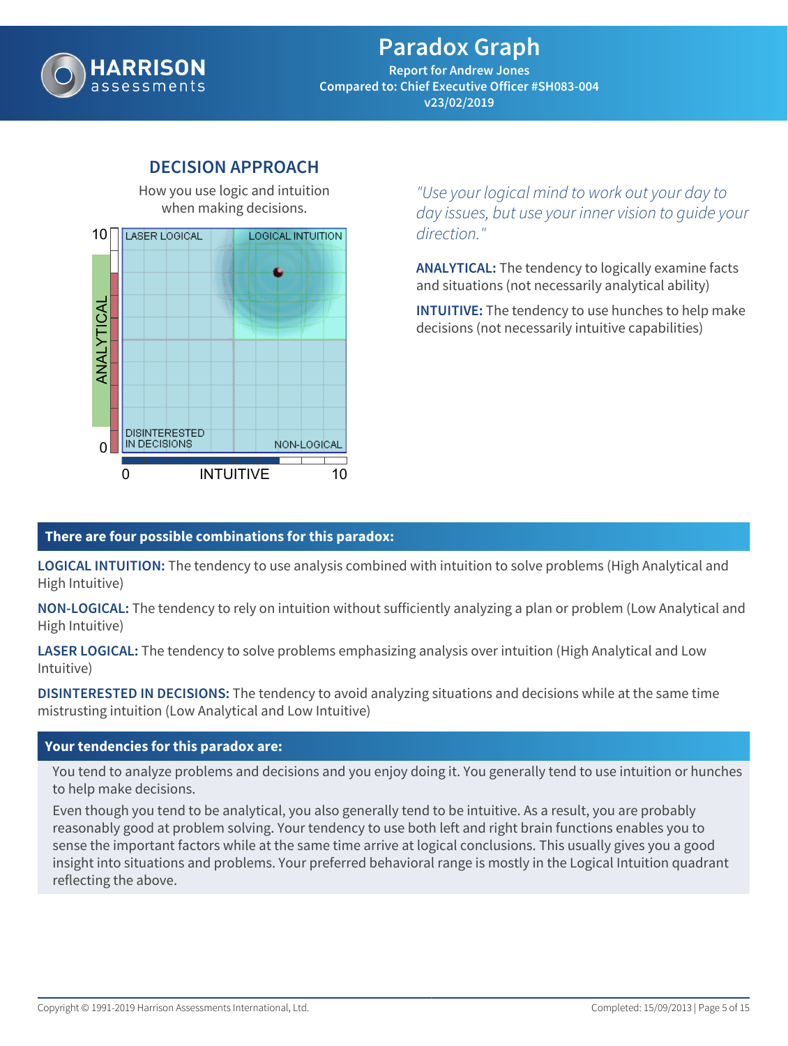# Paradox Graph

**Report for Andrew Jones**
**Compared to: Chief Executive Officer #SH083-004**
**v23/02/2019**

## DECISION APPROACH

How you use logic and intuition when making decisions.

10 | LASER LOGICAL | LOGICAL INTUITION
ANALYTICAL
0 | DISINTERESTED IN DECISIONS | NON-LOGICAL
0 INTUITIVE 10

*"Use your logical mind to work out your day to day issues, but use your inner vision to guide your direction."*

**ANALYTICAL:** The tendency to logically examine facts and situations (not necessarily analytical ability)

**INTUITIVE:** The tendency to use hunches to help make decisions (not necessarily intuitive capabilities)

### There are four possible combinations for this paradox:

**LOGICAL INTUITION:** The tendency to use analysis combined with intuition to solve problems (High Analytical and High Intuitive)

**NON-LOGICAL:** The tendency to rely on intuition without sufficiently analyzing a plan or problem (Low Analytical and High Intuitive)

**LASER LOGICAL:** The tendency to solve problems emphasizing analysis over intuition (High Analytical and Low Intuitive)

**DISINTERESTED IN DECISIONS:** The tendency to avoid analyzing situations and decisions while at the same time mistrusting intuition (Low Analytical and Low Intuitive)

### Your tendencies for this paradox are:

You tend to analyze problems and decisions and you enjoy doing it. You generally tend to use intuition or hunches to help make decisions.

Even though you tend to be analytical, you also generally tend to be intuitive. As a result, you are probably reasonably good at problem solving. Your tendency to use both left and right brain functions enables you to sense the important factors while at the same time arrive at logical conclusions. This usually gives you a good insight into situations and problems. Your preferred behavioral range is mostly in the Logical Intuition quadrant reflecting the above.

Copyright © 1991-2019 Harrison Assessments International, Ltd. Completed: 15/09/2013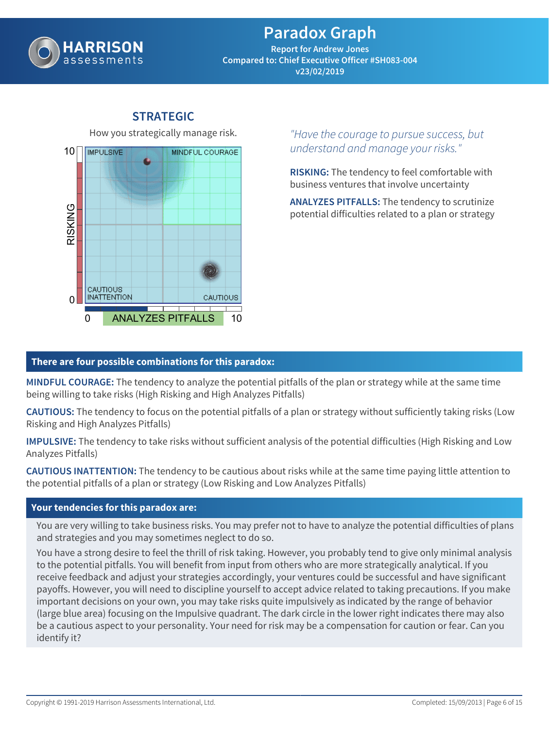# Paradox Graph

Report for Andrew Jones
Compared to: Chief Executive Officer #SH083-004
v23/02/2019

## STRATEGIC

How you strategically manage risk.

IMPULSIVE | MINDFUL COURAGE | CAUTIOUS INATTENTION | CAUTIOUS

RISKING (0–10) / ANALYZES PITFALLS (0–10)

*"Have the courage to pursue success, but understand and manage your risks."*

**RISKING:** The tendency to feel comfortable with business ventures that involve uncertainty

**ANALYZES PITFALLS:** The tendency to scrutinize potential difficulties related to a plan or strategy

### There are four possible combinations for this paradox:

**MINDFUL COURAGE:** The tendency to analyze the potential pitfalls of the plan or strategy while at the same time being willing to take risks (High Risking and High Analyzes Pitfalls)

**CAUTIOUS:** The tendency to focus on the potential pitfalls of a plan or strategy without sufficiently taking risks (Low Risking and High Analyzes Pitfalls)

**IMPULSIVE:** The tendency to take risks without sufficient analysis of the potential difficulties (High Risking and Low Analyzes Pitfalls)

**CAUTIOUS INATTENTION:** The tendency to be cautious about risks while at the same time paying little attention to the potential pitfalls of a plan or strategy (Low Risking and Low Analyzes Pitfalls)

### Your tendencies for this paradox are:

You are very willing to take business risks. You may prefer not to have to analyze the potential difficulties of plans and strategies and you may sometimes neglect to do so.

You have a strong desire to feel the thrill of risk taking. However, you probably tend to give only minimal analysis to the potential pitfalls. You will benefit from input from others who are more strategically analytical. If you receive feedback and adjust your strategies accordingly, your ventures could be successful and have significant payoffs. However, you will need to discipline yourself to accept advice related to taking precautions. If you make important decisions on your own, you may take risks quite impulsively as indicated by the range of behavior (large blue area) focusing on the Impulsive quadrant. The dark circle in the lower right indicates there may also be a cautious aspect to your personality. Your need for risk may be a compensation for caution or fear. Can you identify it?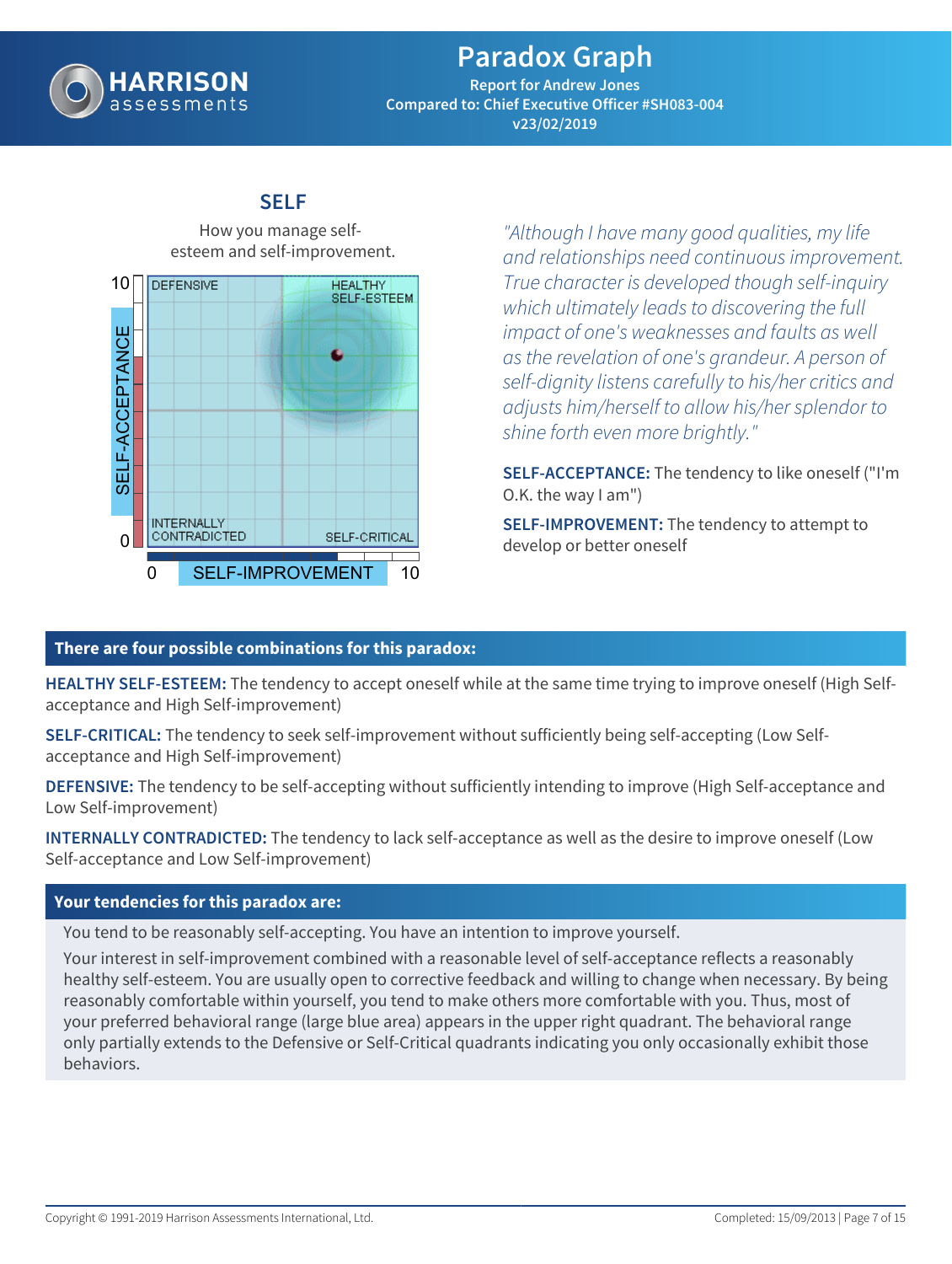# Paradox Graph

**Report for Andrew Jones**
**Compared to: Chief Executive Officer #SH083-004**
**v23/02/2019**

## SELF

How you manage self-esteem and self-improvement.

DEFENSIVE | HEALTHY SELF-ESTEEM | INTERNALLY CONTRADICTED | SELF-CRITICAL

SELF-ACCEPTANCE (0–10) / SELF-IMPROVEMENT (0–10)

*"Although I have many good qualities, my life and relationships need continuous improvement. True character is developed though self-inquiry which ultimately leads to discovering the full impact of one's weaknesses and faults as well as the revelation of one's grandeur. A person of self-dignity listens carefully to his/her critics and adjusts him/herself to allow his/her splendor to shine forth even more brightly."*

**SELF-ACCEPTANCE:** The tendency to like oneself ("I'm O.K. the way I am")

**SELF-IMPROVEMENT:** The tendency to attempt to develop or better oneself

### There are four possible combinations for this paradox:

**HEALTHY SELF-ESTEEM:** The tendency to accept oneself while at the same time trying to improve oneself (High Self-acceptance and High Self-improvement)

**SELF-CRITICAL:** The tendency to seek self-improvement without sufficiently being self-accepting (Low Self-acceptance and High Self-improvement)

**DEFENSIVE:** The tendency to be self-accepting without sufficiently intending to improve (High Self-acceptance and Low Self-improvement)

**INTERNALLY CONTRADICTED:** The tendency to lack self-acceptance as well as the desire to improve oneself (Low Self-acceptance and Low Self-improvement)

### Your tendencies for this paradox are:

You tend to be reasonably self-accepting. You have an intention to improve yourself.

Your interest in self-improvement combined with a reasonable level of self-acceptance reflects a reasonably healthy self-esteem. You are usually open to corrective feedback and willing to change when necessary. By being reasonably comfortable within yourself, you tend to make others more comfortable with you. Thus, most of your preferred behavioral range (large blue area) appears in the upper right quadrant. The behavioral range only partially extends to the Defensive or Self-Critical quadrants indicating you only occasionally exhibit those behaviors.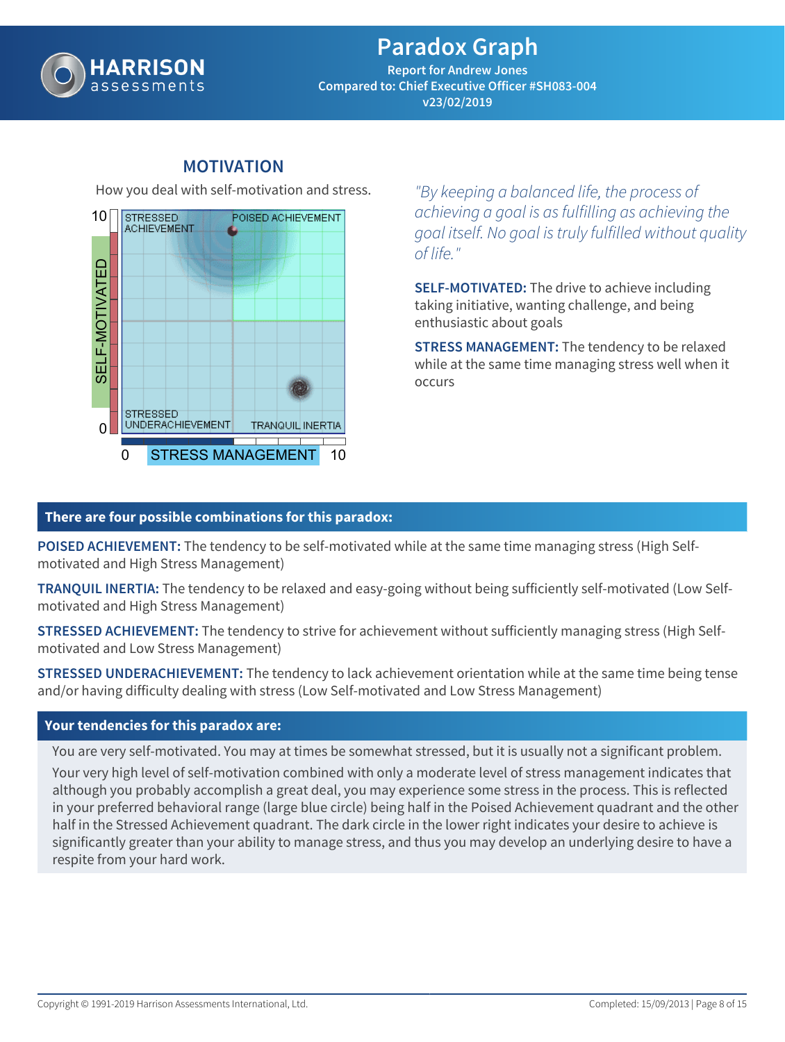# Paradox Graph

**Report for Andrew Jones**
**Compared to: Chief Executive Officer #SH083-004**
**v23/02/2019**

## MOTIVATION

How you deal with self-motivation and stress.

SELF-MOTIVATED (0–10)

STRESSED ACHIEVEMENT | POISED ACHIEVEMENT

STRESSED UNDERACHIEVEMENT | TRANQUIL INERTIA

STRESS MANAGEMENT (0–10)

*"By keeping a balanced life, the process of achieving a goal is as fulfilling as achieving the goal itself. No goal is truly fulfilled without quality of life."*

**SELF-MOTIVATED:** The drive to achieve including taking initiative, wanting challenge, and being enthusiastic about goals

**STRESS MANAGEMENT:** The tendency to be relaxed while at the same time managing stress well when it occurs

### There are four possible combinations for this paradox:

**POISED ACHIEVEMENT:** The tendency to be self-motivated while at the same time managing stress (High Self-motivated and High Stress Management)

**TRANQUIL INERTIA:** The tendency to be relaxed and easy-going without being sufficiently self-motivated (Low Self-motivated and High Stress Management)

**STRESSED ACHIEVEMENT:** The tendency to strive for achievement without sufficiently managing stress (High Self-motivated and Low Stress Management)

**STRESSED UNDERACHIEVEMENT:** The tendency to lack achievement orientation while at the same time being tense and/or having difficulty dealing with stress (Low Self-motivated and Low Stress Management)

### Your tendencies for this paradox are:

You are very self-motivated. You may at times be somewhat stressed, but it is usually not a significant problem.

Your very high level of self-motivation combined with only a moderate level of stress management indicates that although you probably accomplish a great deal, you may experience some stress in the process. This is reflected in your preferred behavioral range (large blue circle) being half in the Poised Achievement quadrant and the other half in the Stressed Achievement quadrant. The dark circle in the lower right indicates your desire to achieve is significantly greater than your ability to manage stress, and thus you may develop an underlying desire to have a respite from your hard work.

Copyright © 1991-2019 Harrison Assessments International, Ltd. Completed: 15/09/2013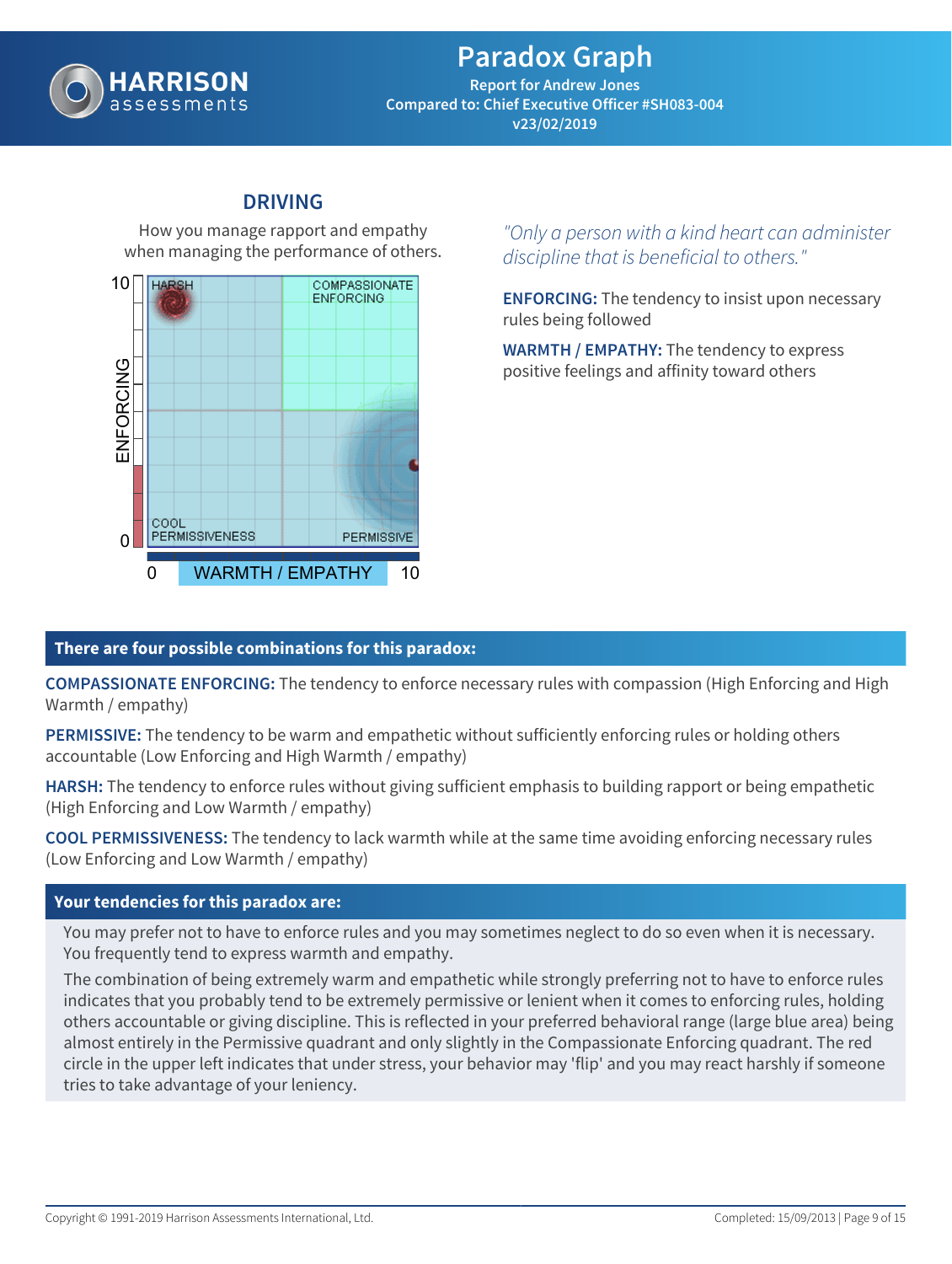# Paradox Graph

**Report for Andrew Jones**
**Compared to: Chief Executive Officer #SH083-004**
**v23/02/2019**

## DRIVING

How you manage rapport and empathy when managing the performance of others.

10 HARSH | COMPASSIONATE ENFORCING

ENFORCING

0 COOL PERMISSIVENESS | PERMISSIVE

0 WARMTH / EMPATHY 10

*"Only a person with a kind heart can administer discipline that is beneficial to others."*

**ENFORCING:** The tendency to insist upon necessary rules being followed

**WARMTH / EMPATHY:** The tendency to express positive feelings and affinity toward others

### There are four possible combinations for this paradox:

**COMPASSIONATE ENFORCING:** The tendency to enforce necessary rules with compassion (High Enforcing and High Warmth / empathy)

**PERMISSIVE:** The tendency to be warm and empathetic without sufficiently enforcing rules or holding others accountable (Low Enforcing and High Warmth / empathy)

**HARSH:** The tendency to enforce rules without giving sufficient emphasis to building rapport or being empathetic (High Enforcing and Low Warmth / empathy)

**COOL PERMISSIVENESS:** The tendency to lack warmth while at the same time avoiding enforcing necessary rules (Low Enforcing and Low Warmth / empathy)

### Your tendencies for this paradox are:

You may prefer not to have to enforce rules and you may sometimes neglect to do so even when it is necessary. You frequently tend to express warmth and empathy.

The combination of being extremely warm and empathetic while strongly preferring not to have to enforce rules indicates that you probably tend to be extremely permissive or lenient when it comes to enforcing rules, holding others accountable or giving discipline. This is reflected in your preferred behavioral range (large blue area) being almost entirely in the Permissive quadrant and only slightly in the Compassionate Enforcing quadrant. The red circle in the upper left indicates that under stress, your behavior may 'flip' and you may react harshly if someone tries to take advantage of your leniency.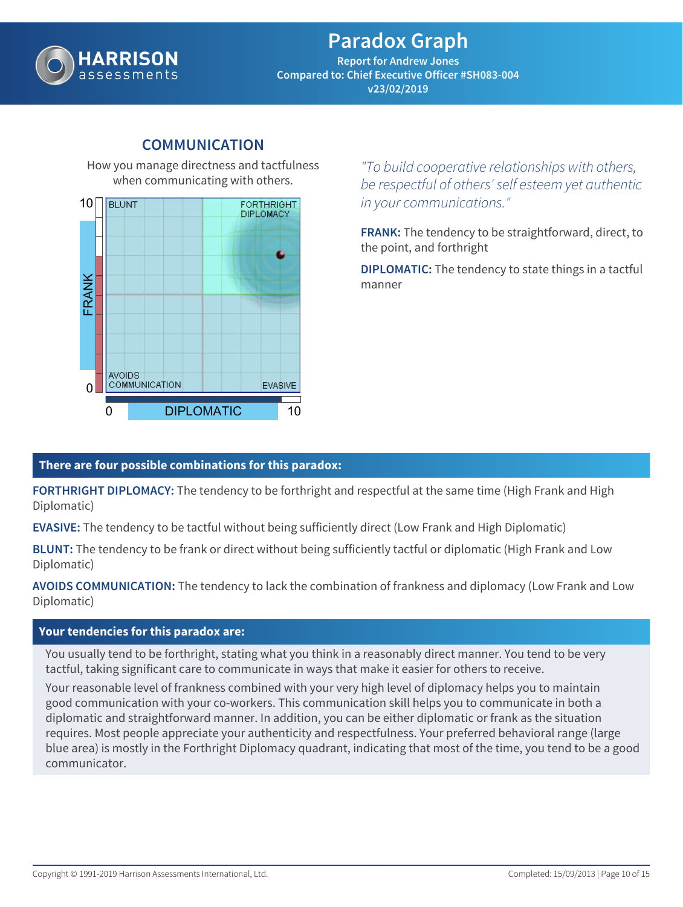# Paradox Graph

**Report for Andrew Jones**
**Compared to: Chief Executive Officer #SH083-004**
**v23/02/2019**

## COMMUNICATION

How you manage directness and tactfulness when communicating with others.

*"To build cooperative relationships with others, be respectful of others' self esteem yet authentic in your communications."*

**FRANK:** The tendency to be straightforward, direct, to the point, and forthright

**DIPLOMATIC:** The tendency to state things in a tactful manner

### There are four possible combinations for this paradox:

**FORTHRIGHT DIPLOMACY:** The tendency to be forthright and respectful at the same time (High Frank and High Diplomatic)

**EVASIVE:** The tendency to be tactful without being sufficiently direct (Low Frank and High Diplomatic)

**BLUNT:** The tendency to be frank or direct without being sufficiently tactful or diplomatic (High Frank and Low Diplomatic)

**AVOIDS COMMUNICATION:** The tendency to lack the combination of frankness and diplomacy (Low Frank and Low Diplomatic)

### Your tendencies for this paradox are:

You usually tend to be forthright, stating what you think in a reasonably direct manner. You tend to be very tactful, taking significant care to communicate in ways that make it easier for others to receive.

Your reasonable level of frankness combined with your very high level of diplomacy helps you to maintain good communication with your co-workers. This communication skill helps you to communicate in both a diplomatic and straightforward manner. In addition, you can be either diplomatic or frank as the situation requires. Most people appreciate your authenticity and respectfulness. Your preferred behavioral range (large blue area) is mostly in the Forthright Diplomacy quadrant, indicating that most of the time, you tend to be a good communicator.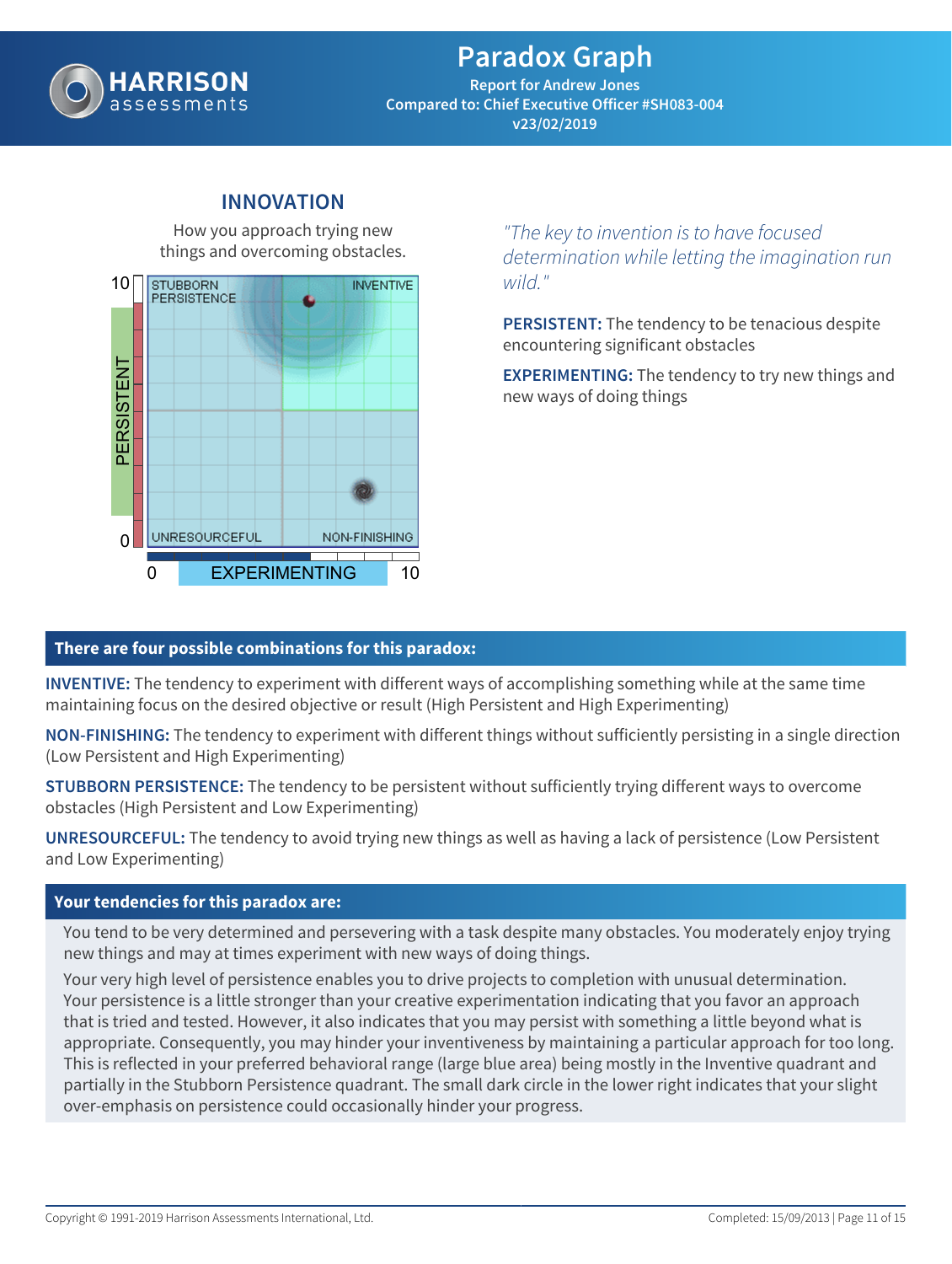# Paradox Graph

**Report for Andrew Jones**
**Compared to: Chief Executive Officer #SH083-004**
**v23/02/2019**

## INNOVATION

How you approach trying new things and overcoming obstacles.

STUBBORN PERSISTENCE | INVENTIVE | UNRESOURCEFUL | NON-FINISHING

PERSISTENT (0–10) / EXPERIMENTING (0–10)

*"The key to invention is to have focused determination while letting the imagination run wild."*

**PERSISTENT:** The tendency to be tenacious despite encountering significant obstacles

**EXPERIMENTING:** The tendency to try new things and new ways of doing things

### There are four possible combinations for this paradox:

**INVENTIVE:** The tendency to experiment with different ways of accomplishing something while at the same time maintaining focus on the desired objective or result (High Persistent and High Experimenting)

**NON-FINISHING:** The tendency to experiment with different things without sufficiently persisting in a single direction (Low Persistent and High Experimenting)

**STUBBORN PERSISTENCE:** The tendency to be persistent without sufficiently trying different ways to overcome obstacles (High Persistent and Low Experimenting)

**UNRESOURCEFUL:** The tendency to avoid trying new things as well as having a lack of persistence (Low Persistent and Low Experimenting)

### Your tendencies for this paradox are:

You tend to be very determined and persevering with a task despite many obstacles. You moderately enjoy trying new things and may at times experiment with new ways of doing things.

Your very high level of persistence enables you to drive projects to completion with unusual determination. Your persistence is a little stronger than your creative experimentation indicating that you favor an approach that is tried and tested. However, it also indicates that you may persist with something a little beyond what is appropriate. Consequently, you may hinder your inventiveness by maintaining a particular approach for too long. This is reflected in your preferred behavioral range (large blue area) being mostly in the Inventive quadrant and partially in the Stubborn Persistence quadrant. The small dark circle in the lower right indicates that your slight over-emphasis on persistence could occasionally hinder your progress.

Copyright © 1991-2019 Harrison Assessments International, Ltd.

Completed: 15/09/2013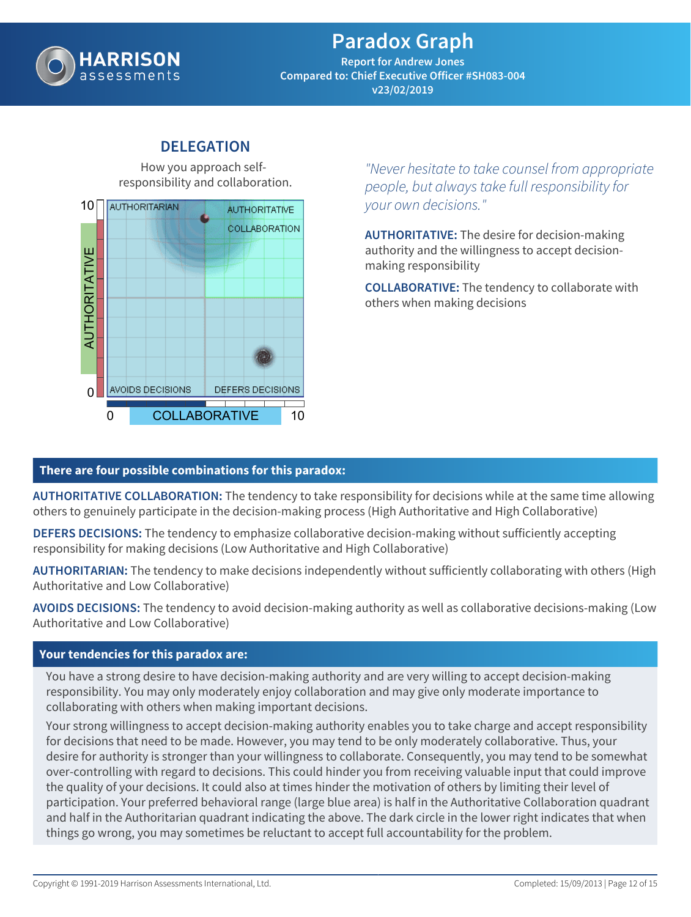# Paradox Graph

**Report for Andrew Jones**
**Compared to: Chief Executive Officer #SH083-004**
**v23/02/2019**

## DELEGATION

How you approach self-responsibility and collaboration.

AUTHORITARIAN | AUTHORITATIVE COLLABORATION | AVOIDS DECISIONS | DEFERS DECISIONS

AUTHORITATIVE (0–10) | COLLABORATIVE (0–10)

*"Never hesitate to take counsel from appropriate people, but always take full responsibility for your own decisions."*

**AUTHORITATIVE:** The desire for decision-making authority and the willingness to accept decision-making responsibility

**COLLABORATIVE:** The tendency to collaborate with others when making decisions

### There are four possible combinations for this paradox:

**AUTHORITATIVE COLLABORATION:** The tendency to take responsibility for decisions while at the same time allowing others to genuinely participate in the decision-making process (High Authoritative and High Collaborative)

**DEFERS DECISIONS:** The tendency to emphasize collaborative decision-making without sufficiently accepting responsibility for making decisions (Low Authoritative and High Collaborative)

**AUTHORITARIAN:** The tendency to make decisions independently without sufficiently collaborating with others (High Authoritative and Low Collaborative)

**AVOIDS DECISIONS:** The tendency to avoid decision-making authority as well as collaborative decisions-making (Low Authoritative and Low Collaborative)

### Your tendencies for this paradox are:

You have a strong desire to have decision-making authority and are very willing to accept decision-making responsibility. You may only moderately enjoy collaboration and may give only moderate importance to collaborating with others when making important decisions.

Your strong willingness to accept decision-making authority enables you to take charge and accept responsibility for decisions that need to be made. However, you may tend to be only moderately collaborative. Thus, your desire for authority is stronger than your willingness to collaborate. Consequently, you may tend to be somewhat over-controlling with regard to decisions. This could hinder you from receiving valuable input that could improve the quality of your decisions. It could also at times hinder the motivation of others by limiting their level of participation. Your preferred behavioral range (large blue area) is half in the Authoritative Collaboration quadrant and half in the Authoritarian quadrant indicating the above. The dark circle in the lower right indicates that when things go wrong, you may sometimes be reluctant to accept full accountability for the problem.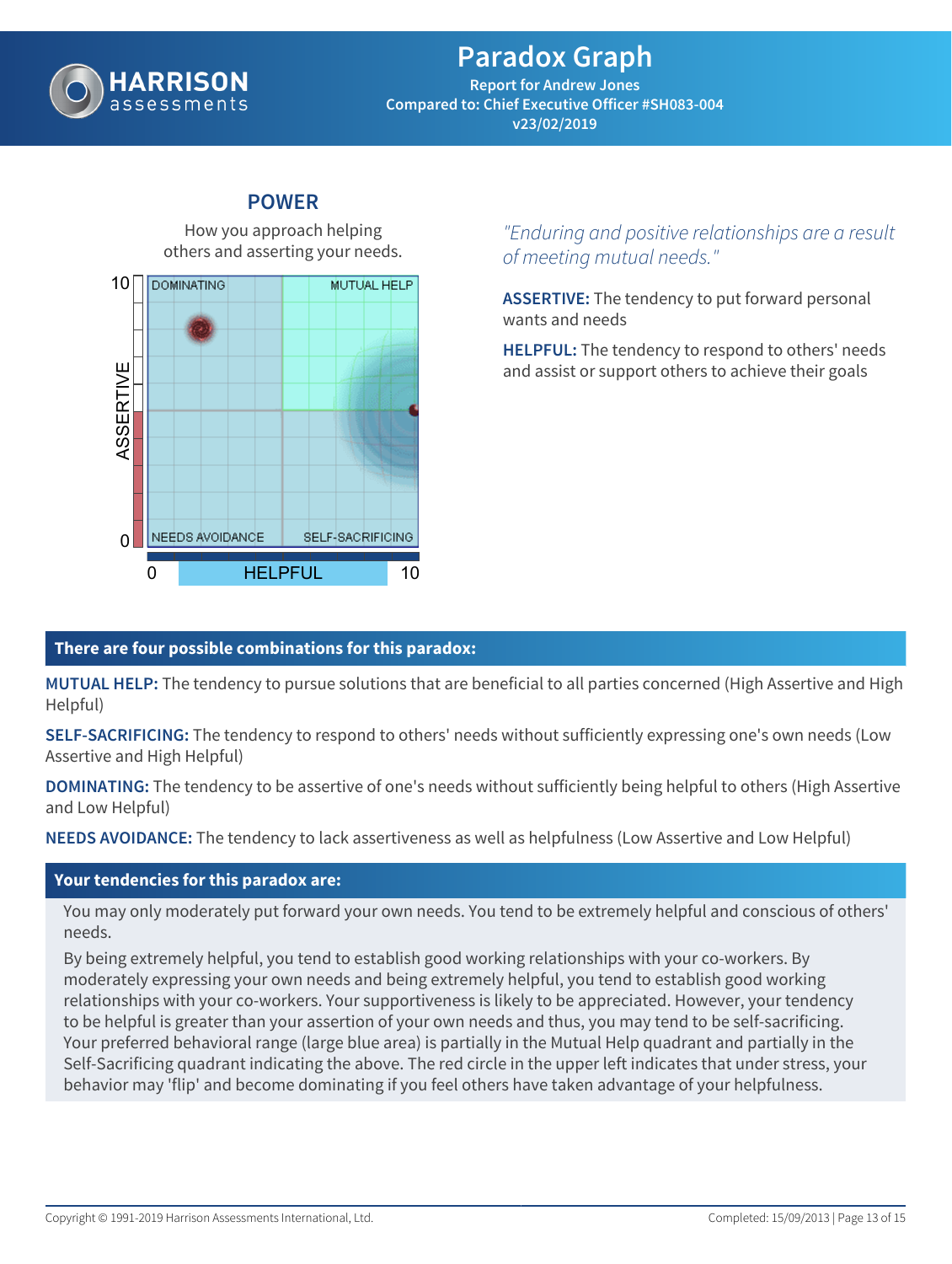# Paradox Graph

Report for Andrew Jones
Compared to: Chief Executive Officer #SH083-004
v23/02/2019

## POWER

How you approach helping others and asserting your needs.

*"Enduring and positive relationships are a result of meeting mutual needs."*

**ASSERTIVE:** The tendency to put forward personal wants and needs

**HELPFUL:** The tendency to respond to others' needs and assist or support others to achieve their goals

## There are four possible combinations for this paradox:

**MUTUAL HELP:** The tendency to pursue solutions that are beneficial to all parties concerned (High Assertive and High Helpful)

**SELF-SACRIFICING:** The tendency to respond to others' needs without sufficiently expressing one's own needs (Low Assertive and High Helpful)

**DOMINATING:** The tendency to be assertive of one's needs without sufficiently being helpful to others (High Assertive and Low Helpful)

**NEEDS AVOIDANCE:** The tendency to lack assertiveness as well as helpfulness (Low Assertive and Low Helpful)

## Your tendencies for this paradox are:

You may only moderately put forward your own needs. You tend to be extremely helpful and conscious of others' needs.

By being extremely helpful, you tend to establish good working relationships with your co-workers. By moderately expressing your own needs and being extremely helpful, you tend to establish good working relationships with your co-workers. Your supportiveness is likely to be appreciated. However, your tendency to be helpful is greater than your assertion of your own needs and thus, you may tend to be self-sacrificing. Your preferred behavioral range (large blue area) is partially in the Mutual Help quadrant and partially in the Self-Sacrificing quadrant indicating the above. The red circle in the upper left indicates that under stress, your behavior may 'flip' and become dominating if you feel others have taken advantage of your helpfulness.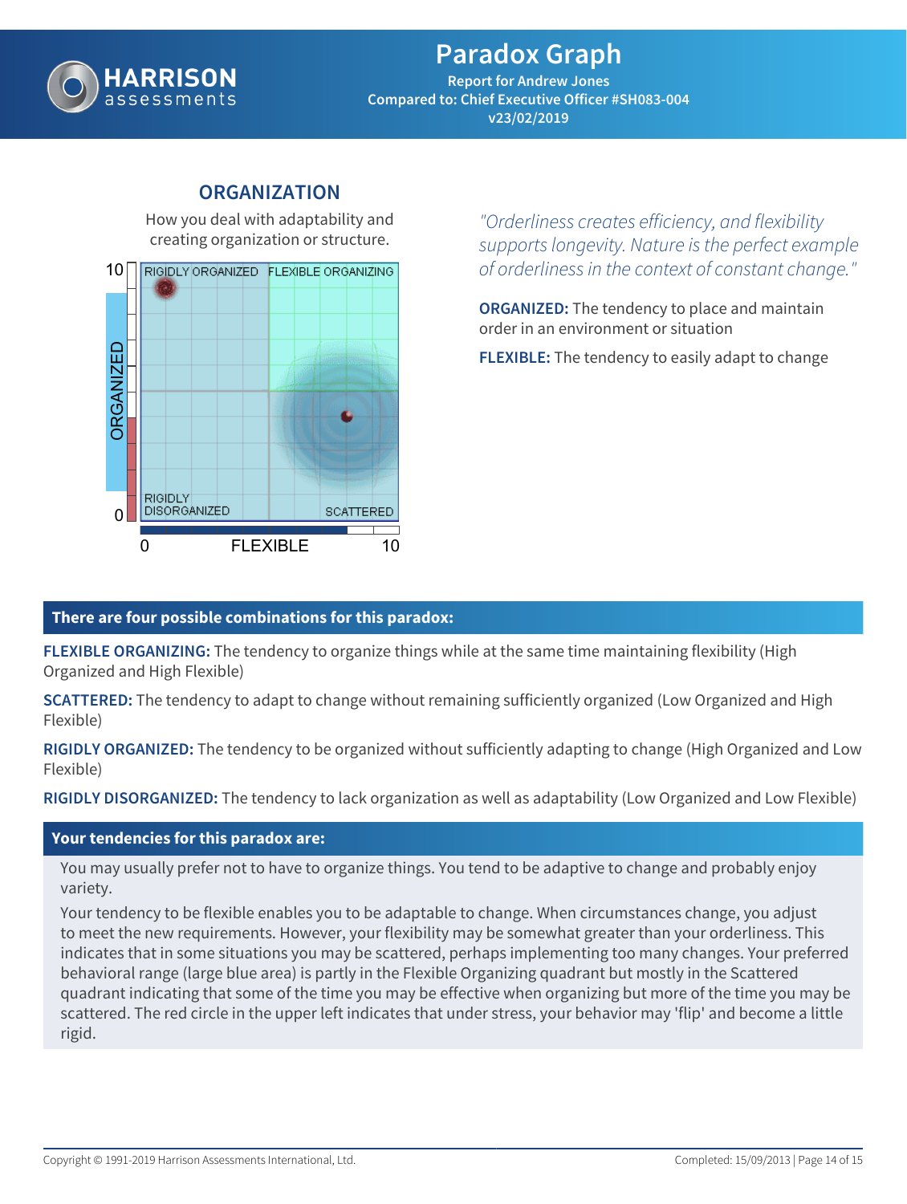# Paradox Graph

Report for Andrew Jones
Compared to: Chief Executive Officer #SH083-004
v23/02/2019

## ORGANIZATION

How you deal with adaptability and creating organization or structure.

RIGIDLY ORGANIZED | FLEXIBLE ORGANIZING | RIGIDLY DISORGANIZED | SCATTERED

ORGANIZED (0–10) / FLEXIBLE (0–10)

*"Orderliness creates efficiency, and flexibility supports longevity. Nature is the perfect example of orderliness in the context of constant change."*

**ORGANIZED:** The tendency to place and maintain order in an environment or situation

**FLEXIBLE:** The tendency to easily adapt to change

### There are four possible combinations for this paradox:

**FLEXIBLE ORGANIZING:** The tendency to organize things while at the same time maintaining flexibility (High Organized and High Flexible)

**SCATTERED:** The tendency to adapt to change without remaining sufficiently organized (Low Organized and High Flexible)

**RIGIDLY ORGANIZED:** The tendency to be organized without sufficiently adapting to change (High Organized and Low Flexible)

**RIGIDLY DISORGANIZED:** The tendency to lack organization as well as adaptability (Low Organized and Low Flexible)

### Your tendencies for this paradox are:

You may usually prefer not to have to organize things. You tend to be adaptive to change and probably enjoy variety.

Your tendency to be flexible enables you to be adaptable to change. When circumstances change, you adjust to meet the new requirements. However, your flexibility may be somewhat greater than your orderliness. This indicates that in some situations you may be scattered, perhaps implementing too many changes. Your preferred behavioral range (large blue area) is partly in the Flexible Organizing quadrant but mostly in the Scattered quadrant indicating that some of the time you may be effective when organizing but more of the time you may be scattered. The red circle in the upper left indicates that under stress, your behavior may 'flip' and become a little rigid.

Copyright © 1991-2019 Harrison Assessments International, Ltd. Completed: 15/09/2013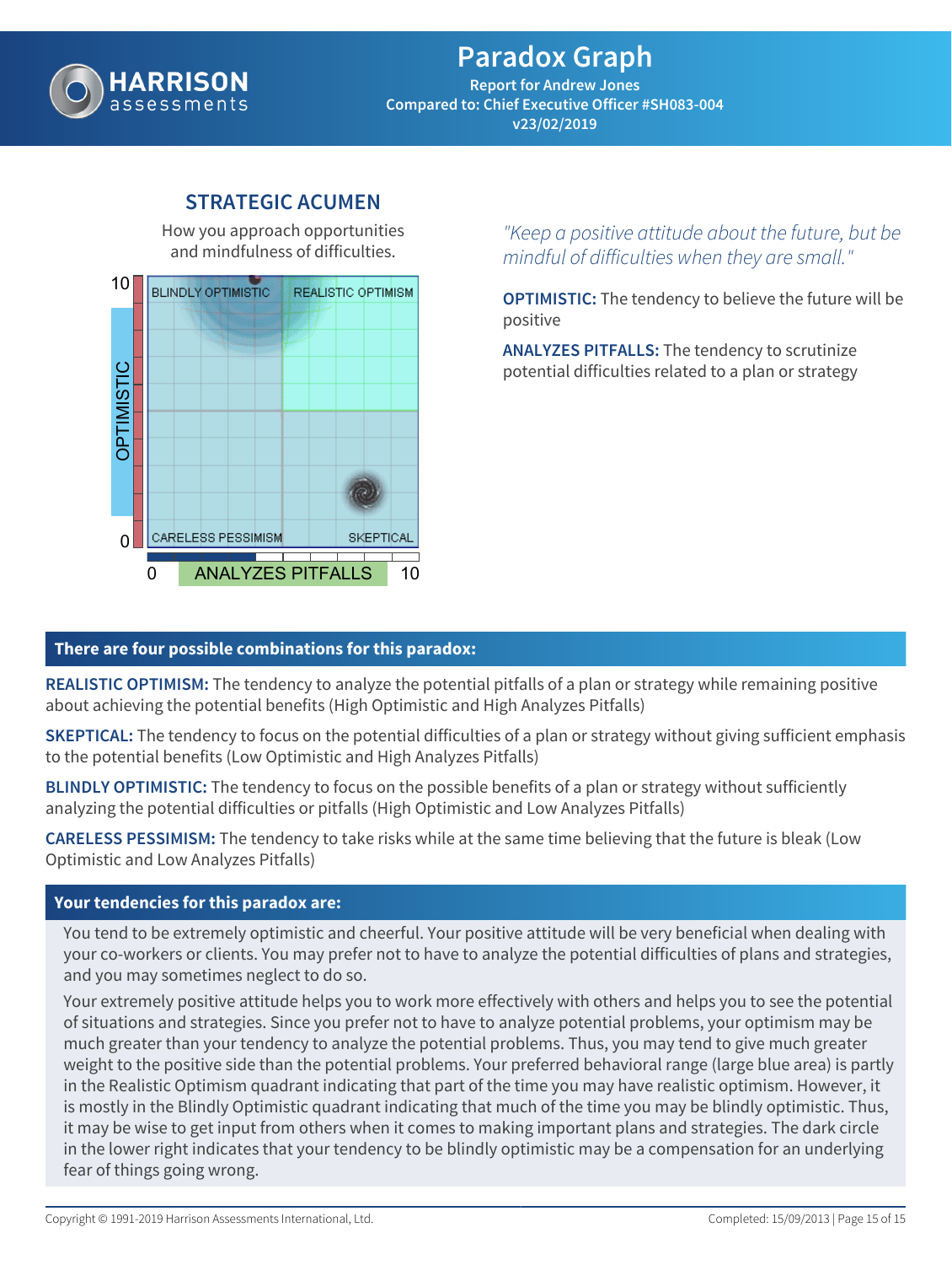# Paradox Graph

**Report for Andrew Jones**
**Compared to: Chief Executive Officer #SH083-004**
**v23/02/2019**

## STRATEGIC ACUMEN

How you approach opportunities and mindfulness of difficulties.

10
BLINDLY OPTIMISTIC
REALISTIC OPTIMISM
OPTIMISTIC
0
CARELESS PESSIMISM
SKEPTICAL
0
ANALYZES PITFALLS
10

*"Keep a positive attitude about the future, but be mindful of difficulties when they are small."*

**OPTIMISTIC:** The tendency to believe the future will be positive

**ANALYZES PITFALLS:** The tendency to scrutinize potential difficulties related to a plan or strategy

### There are four possible combinations for this paradox:

**REALISTIC OPTIMISM:** The tendency to analyze the potential pitfalls of a plan or strategy while remaining positive about achieving the potential benefits (High Optimistic and High Analyzes Pitfalls)

**SKEPTICAL:** The tendency to focus on the potential difficulties of a plan or strategy without giving sufficient emphasis to the potential benefits (Low Optimistic and High Analyzes Pitfalls)

**BLINDLY OPTIMISTIC:** The tendency to focus on the possible benefits of a plan or strategy without sufficiently analyzing the potential difficulties or pitfalls (High Optimistic and Low Analyzes Pitfalls)

**CARELESS PESSIMISM:** The tendency to take risks while at the same time believing that the future is bleak (Low Optimistic and Low Analyzes Pitfalls)

### Your tendencies for this paradox are:

You tend to be extremely optimistic and cheerful. Your positive attitude will be very beneficial when dealing with your co-workers or clients. You may prefer not to have to analyze the potential difficulties of plans and strategies, and you may sometimes neglect to do so.

Your extremely positive attitude helps you to work more effectively with others and helps you to see the potential of situations and strategies. Since you prefer not to analyze potential problems, your optimism may be much greater than your tendency to analyze the potential problems. Thus, you may tend to give much greater weight to the positive side than the potential problems. Your preferred behavioral range (large blue area) is partly in the Realistic Optimism quadrant indicating that part of the time you may have realistic optimism. However, it is mostly in the Blindly Optimistic quadrant indicating that much of the time you may be blindly optimistic. Thus, it may be wise to get input from others when it comes to making important plans and strategies. The dark circle in the lower right indicates that your tendency to be blindly optimistic may be a compensation for an underlying fear of things going wrong.

Copyright © 1991-2019 Harrison Assessments International, Ltd. Completed: 15/09/2013